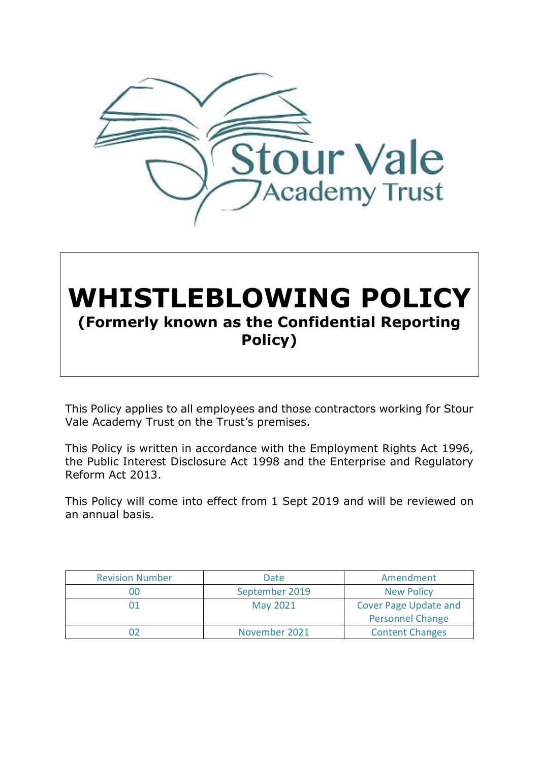Stour Vale Academy Trust

# WHISTLEBLOWING POLICY

## (Formerly known as the Confidential Reporting Policy)

This Policy applies to all employees and those contractors working for Stour Vale Academy Trust on the Trust's premises.

This Policy is written in accordance with the Employment Rights Act 1996, the Public Interest Disclosure Act 1998 and the Enterprise and Regulatory Reform Act 2013.

This Policy will come into effect from 1 Sept 2019 and will be reviewed on an annual basis.

| Revision Number | Date | Amendment |
|---|---|---|
| 00 | September 2019 | New Policy |
| 01 | May 2021 | Cover Page Update and Personnel Change |
| 02 | November 2021 | Content Changes |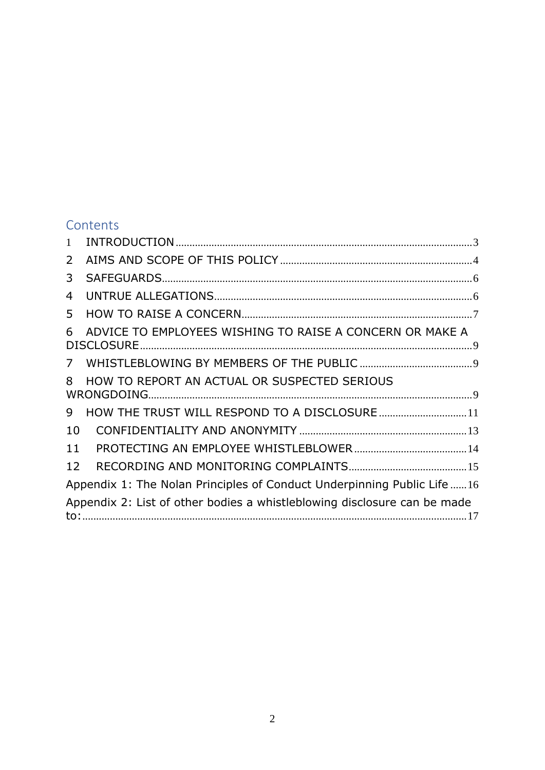## Contents

1 INTRODUCTION ........................................................................ 3

2 AIMS AND SCOPE OF THIS POLICY ........................................... 4

3 SAFEGUARDS ........................................................................... 6

4 UNTRUE ALLEGATIONS ............................................................ 6

5 HOW TO RAISE A CONCERN ..................................................... 7

6 ADVICE TO EMPLOYEES WISHING TO RAISE A CONCERN OR MAKE A DISCLOSURE ........................................................................... 9

7 WHISTLEBLOWING BY MEMBERS OF THE PUBLIC ......................... 9

8 HOW TO REPORT AN ACTUAL OR SUSPECTED SERIOUS WRONGDOING ........................................................................... 9

9 HOW THE TRUST WILL RESPOND TO A DISCLOSURE ..................... 11

10 CONFIDENTIALITY AND ANONYMITY ........................................ 13

11 PROTECTING AN EMPLOYEE WHISTLEBLOWER .......................... 14

12 RECORDING AND MONITORING COMPLAINTS ........................... 15

Appendix 1: The Nolan Principles of Conduct Underpinning Public Life ...... 16

Appendix 2: List of other bodies a whistleblowing disclosure can be made to: ................................................................................ 17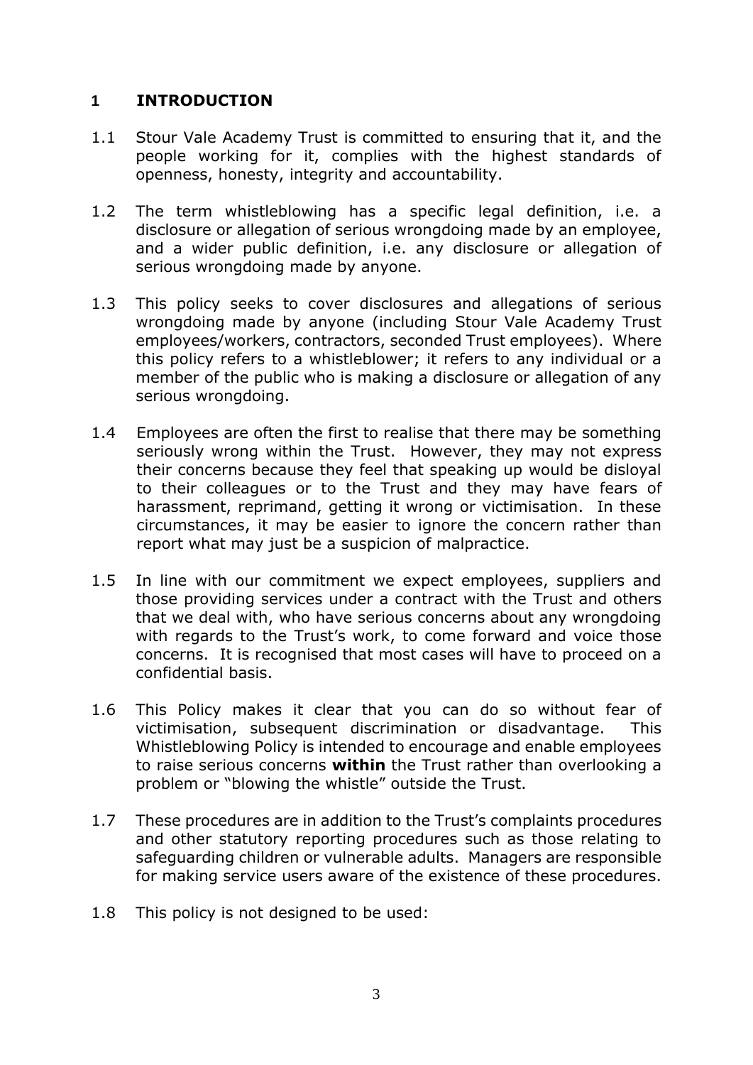## 1 INTRODUCTION

1.1 Stour Vale Academy Trust is committed to ensuring that it, and the people working for it, complies with the highest standards of openness, honesty, integrity and accountability.

1.2 The term whistleblowing has a specific legal definition, i.e. a disclosure or allegation of serious wrongdoing made by an employee, and a wider public definition, i.e. any disclosure or allegation of serious wrongdoing made by anyone.

1.3 This policy seeks to cover disclosures and allegations of serious wrongdoing made by anyone (including Stour Vale Academy Trust employees/workers, contractors, seconded Trust employees). Where this policy refers to a whistleblower; it refers to any individual or a member of the public who is making a disclosure or allegation of any serious wrongdoing.

1.4 Employees are often the first to realise that there may be something seriously wrong within the Trust. However, they may not express their concerns because they feel that speaking up would be disloyal to their colleagues or to the Trust and they may have fears of harassment, reprimand, getting it wrong or victimisation. In these circumstances, it may be easier to ignore the concern rather than report what may just be a suspicion of malpractice.

1.5 In line with our commitment we expect employees, suppliers and those providing services under a contract with the Trust and others that we deal with, who have serious concerns about any wrongdoing with regards to the Trust's work, to come forward and voice those concerns. It is recognised that most cases will have to proceed on a confidential basis.

1.6 This Policy makes it clear that you can do so without fear of victimisation, subsequent discrimination or disadvantage. This Whistleblowing Policy is intended to encourage and enable employees to raise serious concerns **within** the Trust rather than overlooking a problem or "blowing the whistle" outside the Trust.

1.7 These procedures are in addition to the Trust's complaints procedures and other statutory reporting procedures such as those relating to safeguarding children or vulnerable adults. Managers are responsible for making service users aware of the existence of these procedures.

1.8 This policy is not designed to be used: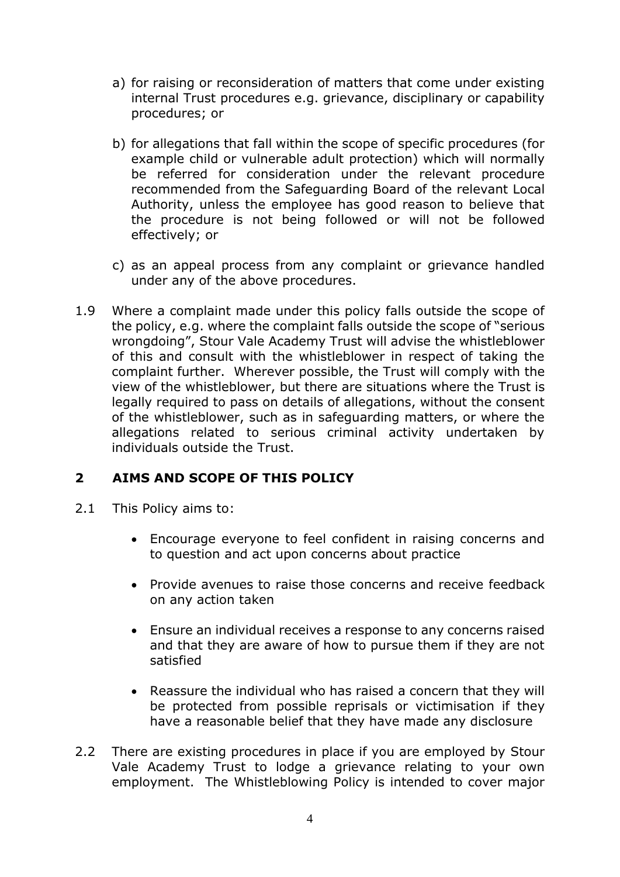a) for raising or reconsideration of matters that come under existing internal Trust procedures e.g. grievance, disciplinary or capability procedures; or

b) for allegations that fall within the scope of specific procedures (for example child or vulnerable adult protection) which will normally be referred for consideration under the relevant procedure recommended from the Safeguarding Board of the relevant Local Authority, unless the employee has good reason to believe that the procedure is not being followed or will not be followed effectively; or

c) as an appeal process from any complaint or grievance handled under any of the above procedures.

1.9 Where a complaint made under this policy falls outside the scope of the policy, e.g. where the complaint falls outside the scope of "serious wrongdoing", Stour Vale Academy Trust will advise the whistleblower of this and consult with the whistleblower in respect of taking the complaint further. Wherever possible, the Trust will comply with the view of the whistleblower, but there are situations where the Trust is legally required to pass on details of allegations, without the consent of the whistleblower, such as in safeguarding matters, or where the allegations related to serious criminal activity undertaken by individuals outside the Trust.

## 2 AIMS AND SCOPE OF THIS POLICY

2.1 This Policy aims to:

- Encourage everyone to feel confident in raising concerns and to question and act upon concerns about practice
- Provide avenues to raise those concerns and receive feedback on any action taken
- Ensure an individual receives a response to any concerns raised and that they are aware of how to pursue them if they are not satisfied
- Reassure the individual who has raised a concern that they will be protected from possible reprisals or victimisation if they have a reasonable belief that they have made any disclosure

2.2 There are existing procedures in place if you are employed by Stour Vale Academy Trust to lodge a grievance relating to your own employment. The Whistleblowing Policy is intended to cover major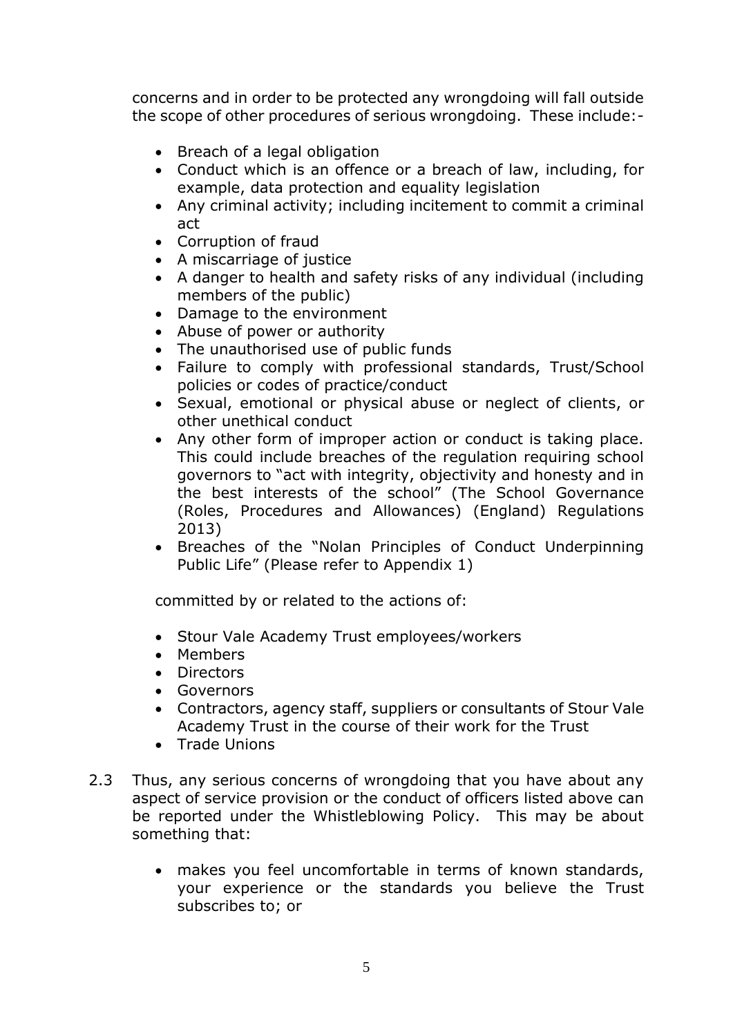concerns and in order to be protected any wrongdoing will fall outside the scope of other procedures of serious wrongdoing. These include:-

- Breach of a legal obligation
- Conduct which is an offence or a breach of law, including, for example, data protection and equality legislation
- Any criminal activity; including incitement to commit a criminal act
- Corruption of fraud
- A miscarriage of justice
- A danger to health and safety risks of any individual (including members of the public)
- Damage to the environment
- Abuse of power or authority
- The unauthorised use of public funds
- Failure to comply with professional standards, Trust/School policies or codes of practice/conduct
- Sexual, emotional or physical abuse or neglect of clients, or other unethical conduct
- Any other form of improper action or conduct is taking place. This could include breaches of the regulation requiring school governors to "act with integrity, objectivity and honesty and in the best interests of the school" (The School Governance (Roles, Procedures and Allowances) (England) Regulations 2013)
- Breaches of the "Nolan Principles of Conduct Underpinning Public Life" (Please refer to Appendix 1)

committed by or related to the actions of:

- Stour Vale Academy Trust employees/workers
- Members
- Directors
- Governors
- Contractors, agency staff, suppliers or consultants of Stour Vale Academy Trust in the course of their work for the Trust
- Trade Unions

2.3 Thus, any serious concerns of wrongdoing that you have about any aspect of service provision or the conduct of officers listed above can be reported under the Whistleblowing Policy. This may be about something that:

- makes you feel uncomfortable in terms of known standards, your experience or the standards you believe the Trust subscribes to; or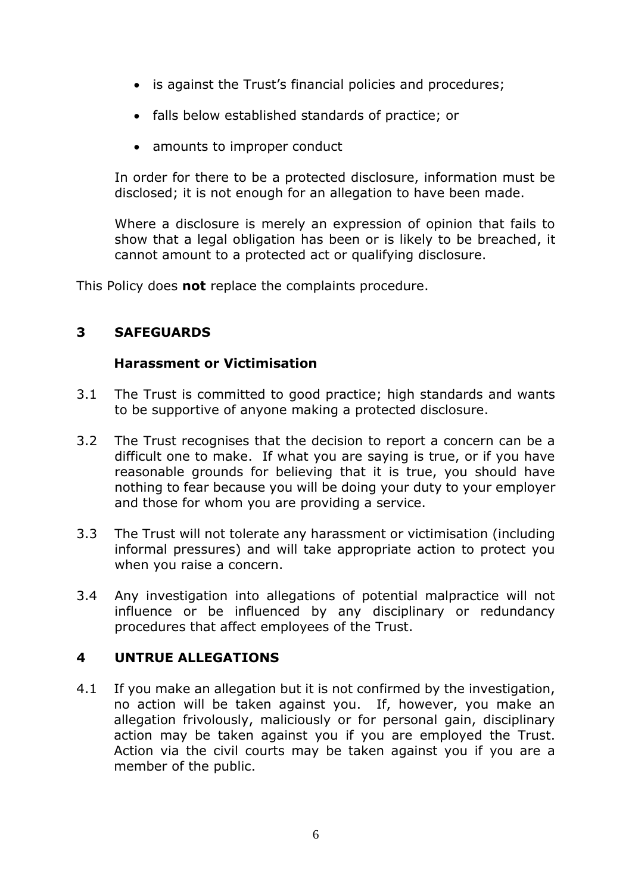- is against the Trust's financial policies and procedures;
- falls below established standards of practice; or
- amounts to improper conduct

In order for there to be a protected disclosure, information must be disclosed; it is not enough for an allegation to have been made.

Where a disclosure is merely an expression of opinion that fails to show that a legal obligation has been or is likely to be breached, it cannot amount to a protected act or qualifying disclosure.

This Policy does **not** replace the complaints procedure.

## 3 SAFEGUARDS

### Harassment or Victimisation

3.1 The Trust is committed to good practice; high standards and wants to be supportive of anyone making a protected disclosure.

3.2 The Trust recognises that the decision to report a concern can be a difficult one to make. If what you are saying is true, or if you have reasonable grounds for believing that it is true, you should have nothing to fear because you will be doing your duty to your employer and those for whom you are providing a service.

3.3 The Trust will not tolerate any harassment or victimisation (including informal pressures) and will take appropriate action to protect you when you raise a concern.

3.4 Any investigation into allegations of potential malpractice will not influence or be influenced by any disciplinary or redundancy procedures that affect employees of the Trust.

## 4 UNTRUE ALLEGATIONS

4.1 If you make an allegation but it is not confirmed by the investigation, no action will be taken against you. If, however, you make an allegation frivolously, maliciously or for personal gain, disciplinary action may be taken against you if you are employed the Trust. Action via the civil courts may be taken against you if you are a member of the public.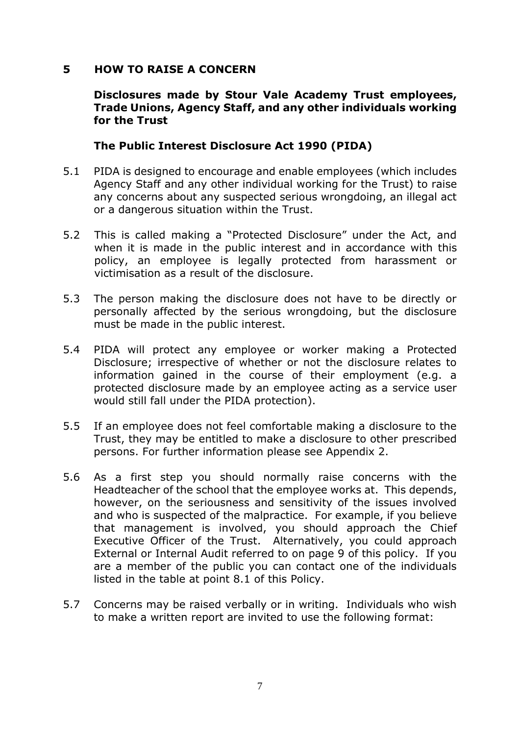## 5 HOW TO RAISE A CONCERN

### Disclosures made by Stour Vale Academy Trust employees, Trade Unions, Agency Staff, and any other individuals working for the Trust

### The Public Interest Disclosure Act 1990 (PIDA)

5.1 PIDA is designed to encourage and enable employees (which includes Agency Staff and any other individual working for the Trust) to raise any concerns about any suspected serious wrongdoing, an illegal act or a dangerous situation within the Trust.

5.2 This is called making a "Protected Disclosure" under the Act, and when it is made in the public interest and in accordance with this policy, an employee is legally protected from harassment or victimisation as a result of the disclosure.

5.3 The person making the disclosure does not have to be directly or personally affected by the serious wrongdoing, but the disclosure must be made in the public interest.

5.4 PIDA will protect any employee or worker making a Protected Disclosure; irrespective of whether or not the disclosure relates to information gained in the course of their employment (e.g. a protected disclosure made by an employee acting as a service user would still fall under the PIDA protection).

5.5 If an employee does not feel comfortable making a disclosure to the Trust, they may be entitled to make a disclosure to other prescribed persons. For further information please see Appendix 2.

5.6 As a first step you should normally raise concerns with the Headteacher of the school that the employee works at. This depends, however, on the seriousness and sensitivity of the issues involved and who is suspected of the malpractice. For example, if you believe that management is involved, you should approach the Chief Executive Officer of the Trust. Alternatively, you could approach External or Internal Audit referred to on page 9 of this policy. If you are a member of the public you can contact one of the individuals listed in the table at point 8.1 of this Policy.

5.7 Concerns may be raised verbally or in writing. Individuals who wish to make a written report are invited to use the following format: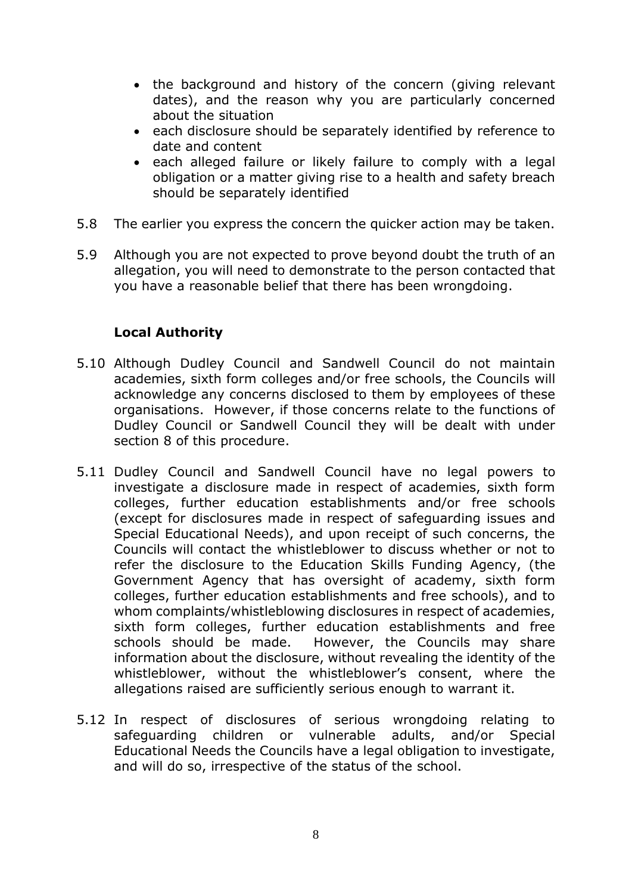- the background and history of the concern (giving relevant dates), and the reason why you are particularly concerned about the situation
- each disclosure should be separately identified by reference to date and content
- each alleged failure or likely failure to comply with a legal obligation or a matter giving rise to a health and safety breach should be separately identified

5.8 The earlier you express the concern the quicker action may be taken.

5.9 Although you are not expected to prove beyond doubt the truth of an allegation, you will need to demonstrate to the person contacted that you have a reasonable belief that there has been wrongdoing.

**Local Authority**

5.10 Although Dudley Council and Sandwell Council do not maintain academies, sixth form colleges and/or free schools, the Councils will acknowledge any concerns disclosed to them by employees of these organisations. However, if those concerns relate to the functions of Dudley Council or Sandwell Council they will be dealt with under section 8 of this procedure.

5.11 Dudley Council and Sandwell Council have no legal powers to investigate a disclosure made in respect of academies, sixth form colleges, further education establishments and/or free schools (except for disclosures made in respect of safeguarding issues and Special Educational Needs), and upon receipt of such concerns, the Councils will contact the whistleblower to discuss whether or not to refer the disclosure to the Education Skills Funding Agency, (the Government Agency that has oversight of academy, sixth form colleges, further education establishments and free schools), and to whom complaints/whistleblowing disclosures in respect of academies, sixth form colleges, further education establishments and free schools should be made. However, the Councils may share information about the disclosure, without revealing the identity of the whistleblower, without the whistleblower's consent, where the allegations raised are sufficiently serious enough to warrant it.

5.12 In respect of disclosures of serious wrongdoing relating to safeguarding children or vulnerable adults, and/or Special Educational Needs the Councils have a legal obligation to investigate, and will do so, irrespective of the status of the school.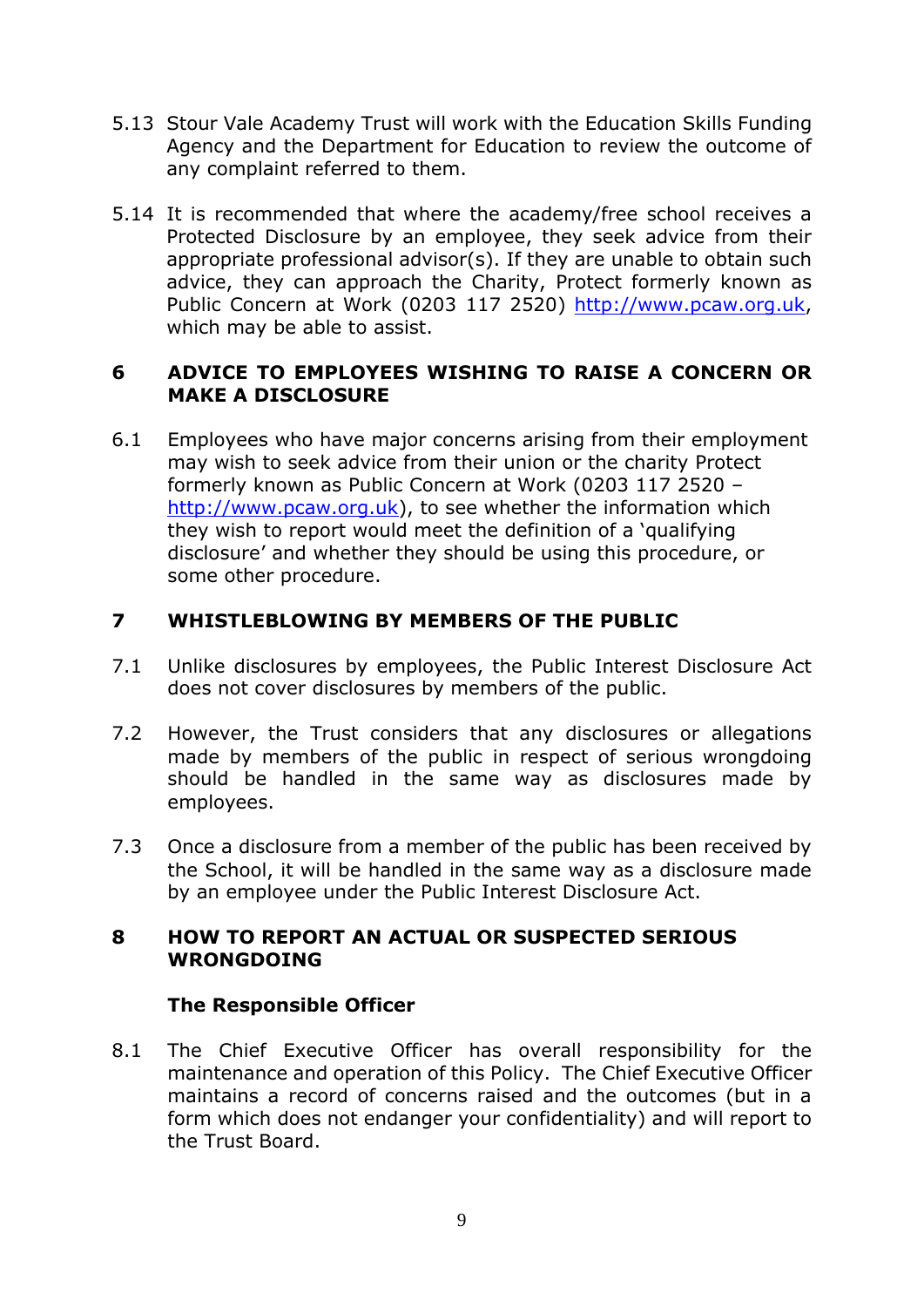5.13 Stour Vale Academy Trust will work with the Education Skills Funding Agency and the Department for Education to review the outcome of any complaint referred to them.

5.14 It is recommended that where the academy/free school receives a Protected Disclosure by an employee, they seek advice from their appropriate professional advisor(s). If they are unable to obtain such advice, they can approach the Charity, Protect formerly known as Public Concern at Work (0203 117 2520) http://www.pcaw.org.uk, which may be able to assist.

## 6 ADVICE TO EMPLOYEES WISHING TO RAISE A CONCERN OR MAKE A DISCLOSURE

6.1 Employees who have major concerns arising from their employment may wish to seek advice from their union or the charity Protect formerly known as Public Concern at Work (0203 117 2520 – http://www.pcaw.org.uk), to see whether the information which they wish to report would meet the definition of a 'qualifying disclosure' and whether they should be using this procedure, or some other procedure.

## 7 WHISTLEBLOWING BY MEMBERS OF THE PUBLIC

7.1 Unlike disclosures by employees, the Public Interest Disclosure Act does not cover disclosures by members of the public.

7.2 However, the Trust considers that any disclosures or allegations made by members of the public in respect of serious wrongdoing should be handled in the same way as disclosures made by employees.

7.3 Once a disclosure from a member of the public has been received by the School, it will be handled in the same way as a disclosure made by an employee under the Public Interest Disclosure Act.

## 8 HOW TO REPORT AN ACTUAL OR SUSPECTED SERIOUS WRONGDOING

### The Responsible Officer

8.1 The Chief Executive Officer has overall responsibility for the maintenance and operation of this Policy. The Chief Executive Officer maintains a record of concerns raised and the outcomes (but in a form which does not endanger your confidentiality) and will report to the Trust Board.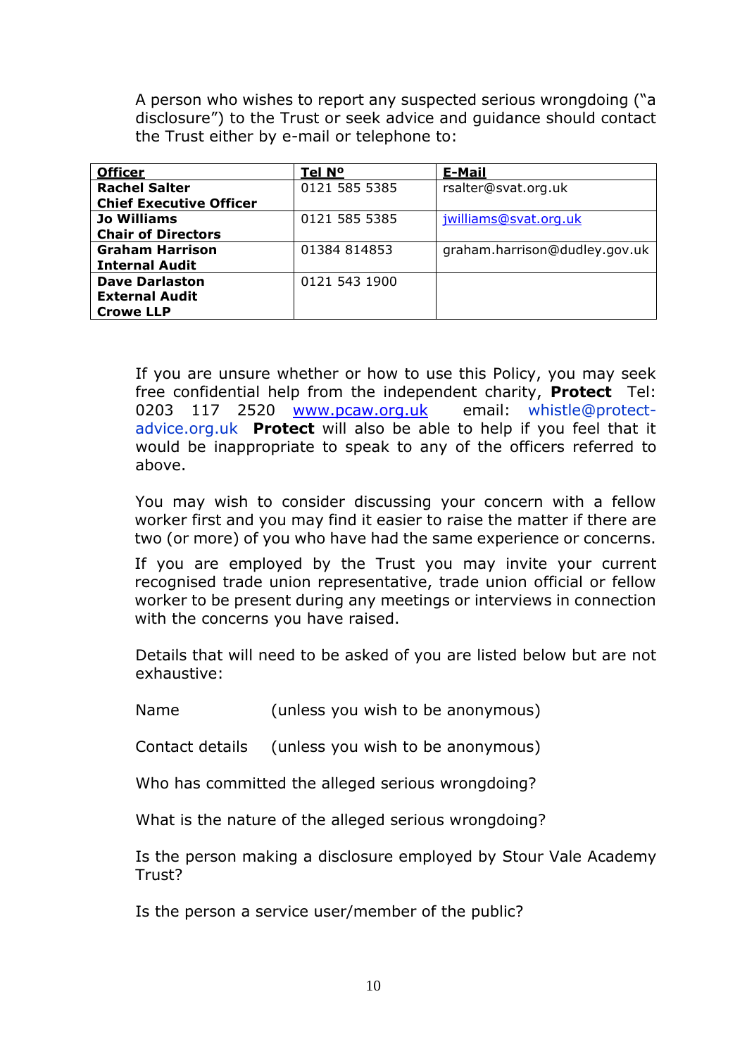A person who wishes to report any suspected serious wrongdoing ("a disclosure") to the Trust or seek advice and guidance should contact the Trust either by e-mail or telephone to:

| **Officer** | **Tel Nº** | **E-Mail** |
|---|---|---|
| **Rachel Salter**<br>**Chief Executive Officer** | 0121 585 5385 | rsalter@svat.org.uk |
| **Jo Williams**<br>**Chair of Directors** | 0121 585 5385 | jwilliams@svat.org.uk |
| **Graham Harrison**<br>**Internal Audit** | 01384 814853 | graham.harrison@dudley.gov.uk |
| **Dave Darlaston**<br>**External Audit**<br>**Crowe LLP** | 0121 543 1900 | |

If you are unsure whether or how to use this Policy, you may seek free confidential help from the independent charity, **Protect** Tel: 0203 117 2520 www.pcaw.org.uk email: whistle@protect-advice.org.uk **Protect** will also be able to help if you feel that it would be inappropriate to speak to any of the officers referred to above.

You may wish to consider discussing your concern with a fellow worker first and you may find it easier to raise the matter if there are two (or more) of you who have had the same experience or concerns.

If you are employed by the Trust you may invite your current recognised trade union representative, trade union official or fellow worker to be present during any meetings or interviews in connection with the concerns you have raised.

Details that will need to be asked of you are listed below but are not exhaustive:

Name (unless you wish to be anonymous)

Contact details (unless you wish to be anonymous)

Who has committed the alleged serious wrongdoing?

What is the nature of the alleged serious wrongdoing?

Is the person making a disclosure employed by Stour Vale Academy Trust?

Is the person a service user/member of the public?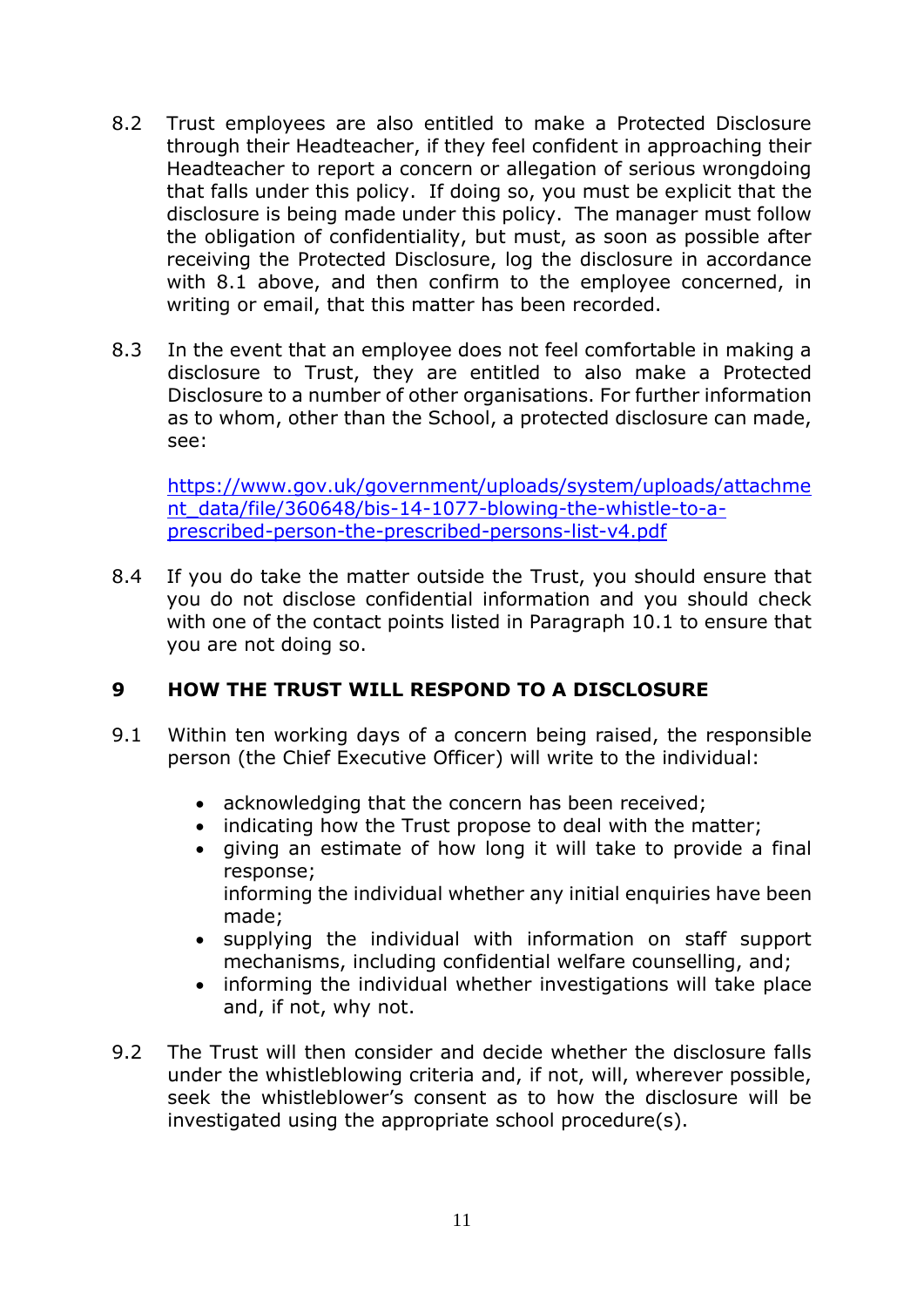8.2 Trust employees are also entitled to make a Protected Disclosure through their Headteacher, if they feel confident in approaching their Headteacher to report a concern or allegation of serious wrongdoing that falls under this policy. If doing so, you must be explicit that the disclosure is being made under this policy. The manager must follow the obligation of confidentiality, but must, as soon as possible after receiving the Protected Disclosure, log the disclosure in accordance with 8.1 above, and then confirm to the employee concerned, in writing or email, that this matter has been recorded.

8.3 In the event that an employee does not feel comfortable in making a disclosure to Trust, they are entitled to also make a Protected Disclosure to a number of other organisations. For further information as to whom, other than the School, a protected disclosure can made, see:

[https://www.gov.uk/government/uploads/system/uploads/attachment_data/file/360648/bis-14-1077-blowing-the-whistle-to-a-prescribed-person-the-prescribed-persons-list-v4.pdf](https://www.gov.uk/government/uploads/system/uploads/attachment_data/file/360648/bis-14-1077-blowing-the-whistle-to-a-prescribed-person-the-prescribed-persons-list-v4.pdf)

8.4 If you do take the matter outside the Trust, you should ensure that you do not disclose confidential information and you should check with one of the contact points listed in Paragraph 10.1 to ensure that you are not doing so.

## 9 HOW THE TRUST WILL RESPOND TO A DISCLOSURE

9.1 Within ten working days of a concern being raised, the responsible person (the Chief Executive Officer) will write to the individual:

- acknowledging that the concern has been received;
- indicating how the Trust propose to deal with the matter;
- giving an estimate of how long it will take to provide a final response;
  informing the individual whether any initial enquiries have been made;
- supplying the individual with information on staff support mechanisms, including confidential welfare counselling, and;
- informing the individual whether investigations will take place and, if not, why not.

9.2 The Trust will then consider and decide whether the disclosure falls under the whistleblowing criteria and, if not, will, wherever possible, seek the whistleblower's consent as to how the disclosure will be investigated using the appropriate school procedure(s).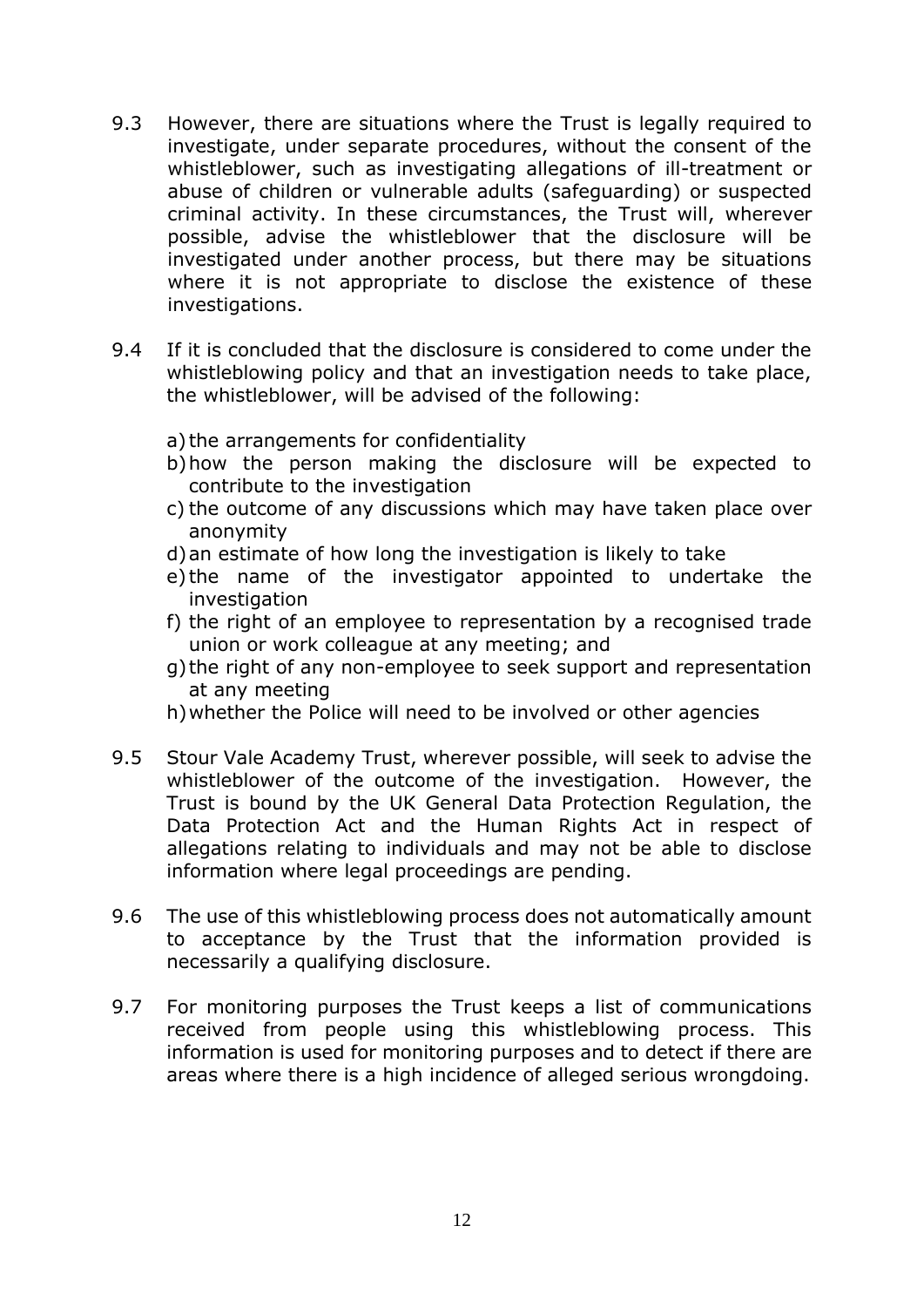9.3 However, there are situations where the Trust is legally required to investigate, under separate procedures, without the consent of the whistleblower, such as investigating allegations of ill-treatment or abuse of children or vulnerable adults (safeguarding) or suspected criminal activity. In these circumstances, the Trust will, wherever possible, advise the whistleblower that the disclosure will be investigated under another process, but there may be situations where it is not appropriate to disclose the existence of these investigations.

9.4 If it is concluded that the disclosure is considered to come under the whistleblowing policy and that an investigation needs to take place, the whistleblower, will be advised of the following:

a) the arrangements for confidentiality
b) how the person making the disclosure will be expected to contribute to the investigation
c) the outcome of any discussions which may have taken place over anonymity
d) an estimate of how long the investigation is likely to take
e) the name of the investigator appointed to undertake the investigation
f) the right of an employee to representation by a recognised trade union or work colleague at any meeting; and
g) the right of any non-employee to seek support and representation at any meeting
h) whether the Police will need to be involved or other agencies

9.5 Stour Vale Academy Trust, wherever possible, will seek to advise the whistleblower of the outcome of the investigation. However, the Trust is bound by the UK General Data Protection Regulation, the Data Protection Act and the Human Rights Act in respect of allegations relating to individuals and may not be able to disclose information where legal proceedings are pending.

9.6 The use of this whistleblowing process does not automatically amount to acceptance by the Trust that the information provided is necessarily a qualifying disclosure.

9.7 For monitoring purposes the Trust keeps a list of communications received from people using this whistleblowing process. This information is used for monitoring purposes and to detect if there are areas where there is a high incidence of alleged serious wrongdoing.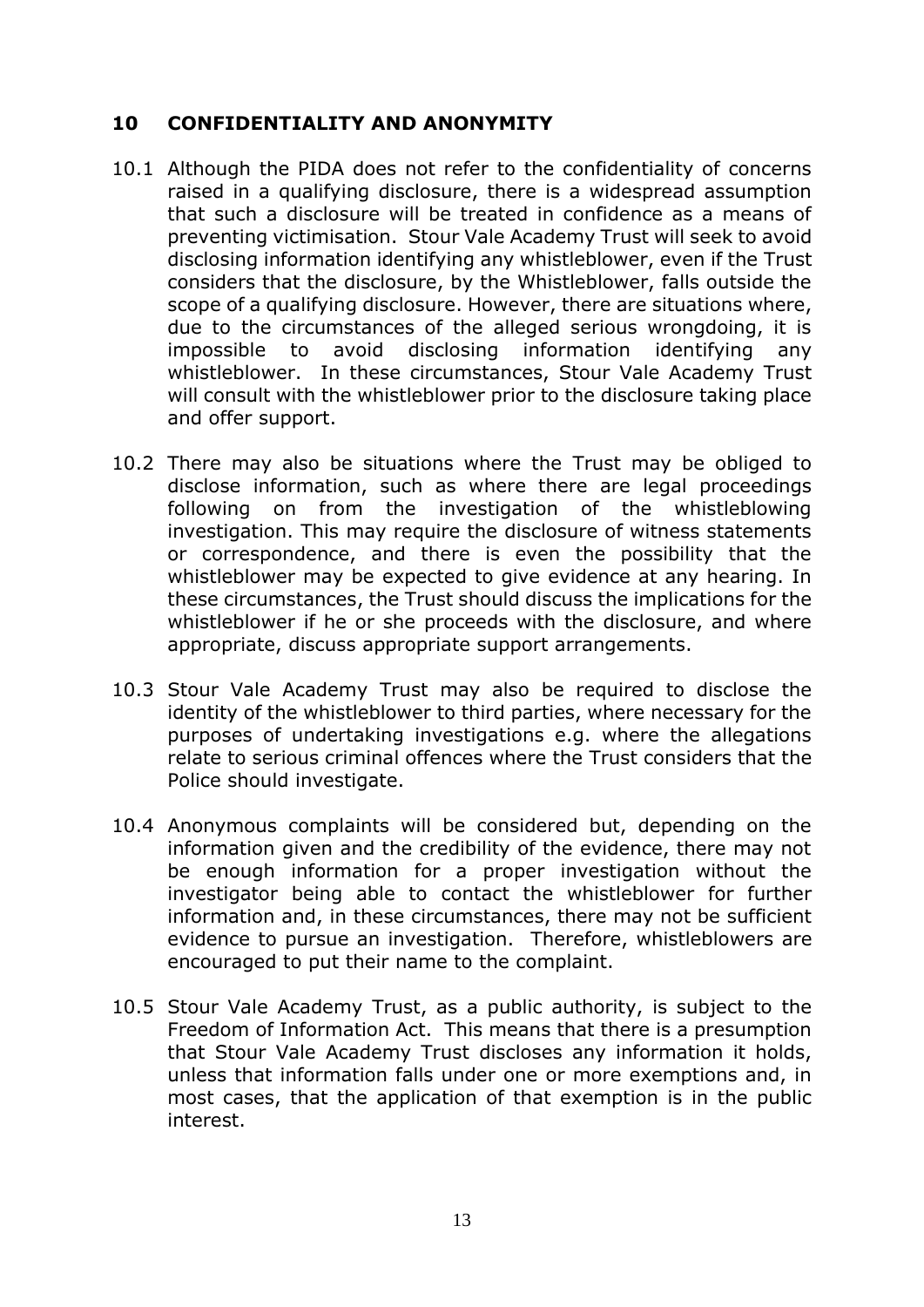## 10 CONFIDENTIALITY AND ANONYMITY

10.1 Although the PIDA does not refer to the confidentiality of concerns raised in a qualifying disclosure, there is a widespread assumption that such a disclosure will be treated in confidence as a means of preventing victimisation. Stour Vale Academy Trust will seek to avoid disclosing information identifying any whistleblower, even if the Trust considers that the disclosure, by the Whistleblower, falls outside the scope of a qualifying disclosure. However, there are situations where, due to the circumstances of the alleged serious wrongdoing, it is impossible to avoid disclosing information identifying any whistleblower. In these circumstances, Stour Vale Academy Trust will consult with the whistleblower prior to the disclosure taking place and offer support.

10.2 There may also be situations where the Trust may be obliged to disclose information, such as where there are legal proceedings following on from the investigation of the whistleblowing investigation. This may require the disclosure of witness statements or correspondence, and there is even the possibility that the whistleblower may be expected to give evidence at any hearing. In these circumstances, the Trust should discuss the implications for the whistleblower if he or she proceeds with the disclosure, and where appropriate, discuss appropriate support arrangements.

10.3 Stour Vale Academy Trust may also be required to disclose the identity of the whistleblower to third parties, where necessary for the purposes of undertaking investigations e.g. where the allegations relate to serious criminal offences where the Trust considers that the Police should investigate.

10.4 Anonymous complaints will be considered but, depending on the information given and the credibility of the evidence, there may not be enough information for a proper investigation without the investigator being able to contact the whistleblower for further information and, in these circumstances, there may not be sufficient evidence to pursue an investigation. Therefore, whistleblowers are encouraged to put their name to the complaint.

10.5 Stour Vale Academy Trust, as a public authority, is subject to the Freedom of Information Act. This means that there is a presumption that Stour Vale Academy Trust discloses any information it holds, unless that information falls under one or more exemptions and, in most cases, that the application of that exemption is in the public interest.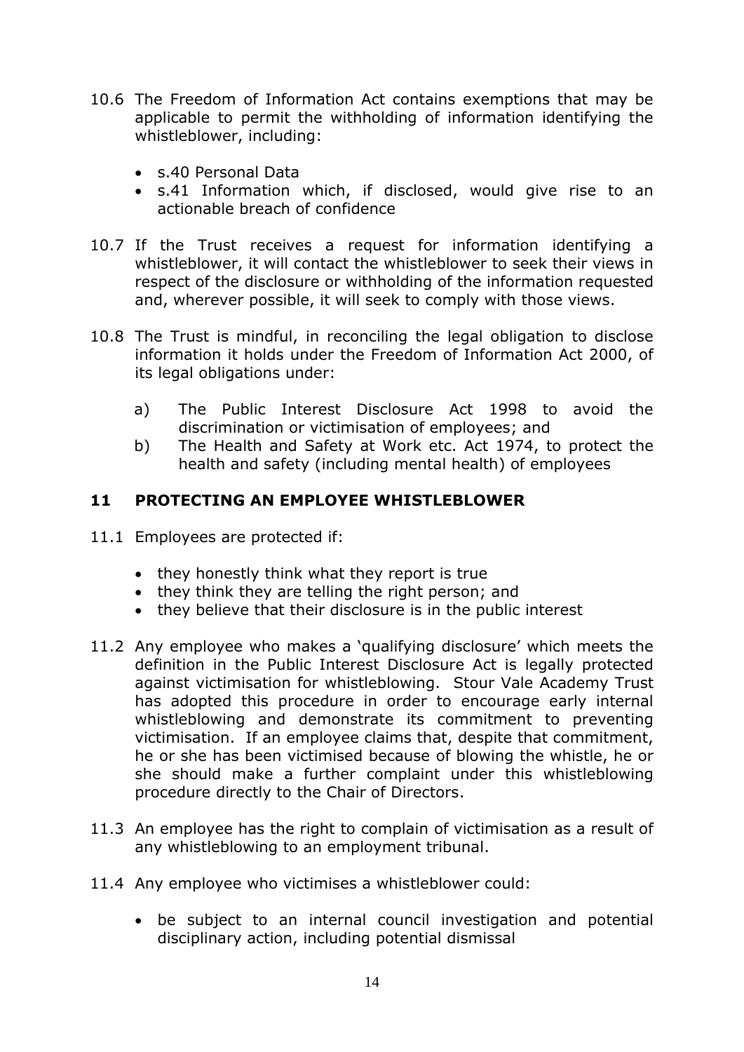10.6 The Freedom of Information Act contains exemptions that may be applicable to permit the withholding of information identifying the whistleblower, including:

- s.40 Personal Data
- s.41 Information which, if disclosed, would give rise to an actionable breach of confidence

10.7 If the Trust receives a request for information identifying a whistleblower, it will contact the whistleblower to seek their views in respect of the disclosure or withholding of the information requested and, wherever possible, it will seek to comply with those views.

10.8 The Trust is mindful, in reconciling the legal obligation to disclose information it holds under the Freedom of Information Act 2000, of its legal obligations under:

a) The Public Interest Disclosure Act 1998 to avoid the discrimination or victimisation of employees; and
b) The Health and Safety at Work etc. Act 1974, to protect the health and safety (including mental health) of employees

## 11 PROTECTING AN EMPLOYEE WHISTLEBLOWER

11.1 Employees are protected if:

- they honestly think what they report is true
- they think they are telling the right person; and
- they believe that their disclosure is in the public interest

11.2 Any employee who makes a 'qualifying disclosure' which meets the definition in the Public Interest Disclosure Act is legally protected against victimisation for whistleblowing. Stour Vale Academy Trust has adopted this procedure in order to encourage early internal whistleblowing and demonstrate its commitment to preventing victimisation. If an employee claims that, despite that commitment, he or she has been victimised because of blowing the whistle, he or she should make a further complaint under this whistleblowing procedure directly to the Chair of Directors.

11.3 An employee has the right to complain of victimisation as a result of any whistleblowing to an employment tribunal.

11.4 Any employee who victimises a whistleblower could:

- be subject to an internal council investigation and potential disciplinary action, including potential dismissal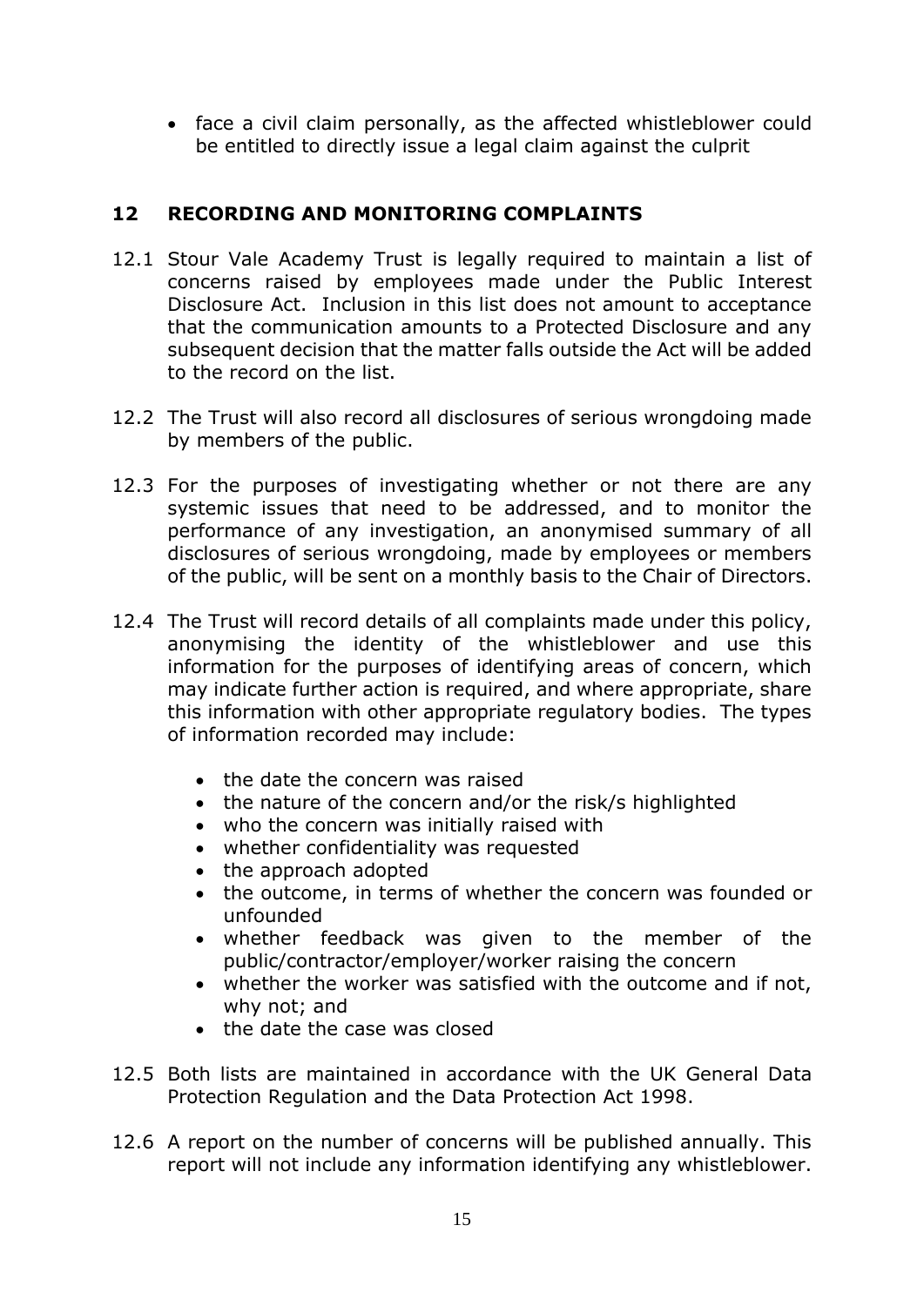- face a civil claim personally, as the affected whistleblower could be entitled to directly issue a legal claim against the culprit

## 12 RECORDING AND MONITORING COMPLAINTS

12.1 Stour Vale Academy Trust is legally required to maintain a list of concerns raised by employees made under the Public Interest Disclosure Act. Inclusion in this list does not amount to acceptance that the communication amounts to a Protected Disclosure and any subsequent decision that the matter falls outside the Act will be added to the record on the list.

12.2 The Trust will also record all disclosures of serious wrongdoing made by members of the public.

12.3 For the purposes of investigating whether or not there are any systemic issues that need to be addressed, and to monitor the performance of any investigation, an anonymised summary of all disclosures of serious wrongdoing, made by employees or members of the public, will be sent on a monthly basis to the Chair of Directors.

12.4 The Trust will record details of all complaints made under this policy, anonymising the identity of the whistleblower and use this information for the purposes of identifying areas of concern, which may indicate further action is required, and where appropriate, share this information with other appropriate regulatory bodies. The types of information recorded may include:

- the date the concern was raised
- the nature of the concern and/or the risk/s highlighted
- who the concern was initially raised with
- whether confidentiality was requested
- the approach adopted
- the outcome, in terms of whether the concern was founded or unfounded
- whether feedback was given to the member of the public/contractor/employer/worker raising the concern
- whether the worker was satisfied with the outcome and if not, why not; and
- the date the case was closed

12.5 Both lists are maintained in accordance with the UK General Data Protection Regulation and the Data Protection Act 1998.

12.6 A report on the number of concerns will be published annually. This report will not include any information identifying any whistleblower.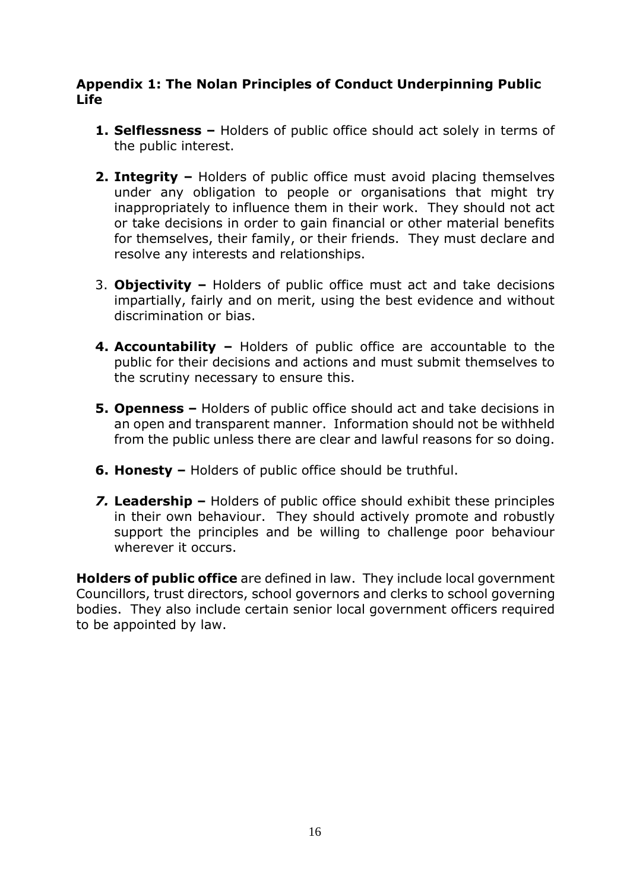**Appendix 1: The Nolan Principles of Conduct Underpinning Public Life**

1. **Selflessness –** Holders of public office should act solely in terms of the public interest.

2. **Integrity –** Holders of public office must avoid placing themselves under any obligation to people or organisations that might try inappropriately to influence them in their work. They should not act or take decisions in order to gain financial or other material benefits for themselves, their family, or their friends. They must declare and resolve any interests and relationships.

3. **Objectivity –** Holders of public office must act and take decisions impartially, fairly and on merit, using the best evidence and without discrimination or bias.

4. **Accountability –** Holders of public office are accountable to the public for their decisions and actions and must submit themselves to the scrutiny necessary to ensure this.

5. **Openness –** Holders of public office should act and take decisions in an open and transparent manner. Information should not be withheld from the public unless there are clear and lawful reasons for so doing.

6. **Honesty –** Holders of public office should be truthful.

7. **Leadership –** Holders of public office should exhibit these principles in their own behaviour. They should actively promote and robustly support the principles and be willing to challenge poor behaviour wherever it occurs.

**Holders of public office** are defined in law. They include local government Councillors, trust directors, school governors and clerks to school governing bodies. They also include certain senior local government officers required to be appointed by law.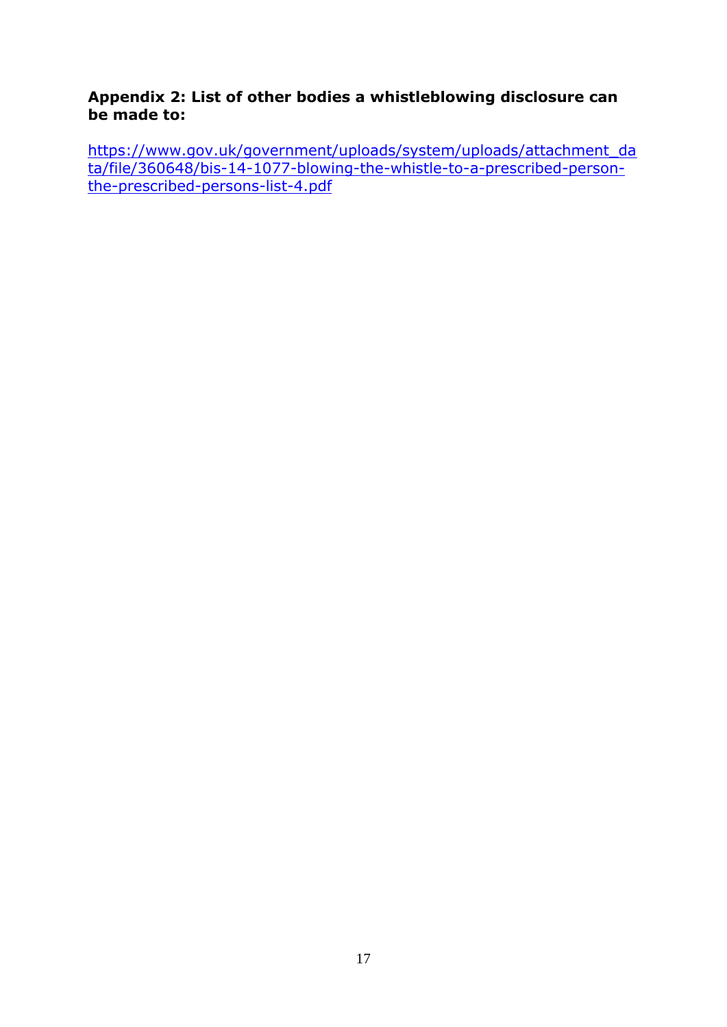**Appendix 2: List of other bodies a whistleblowing disclosure can be made to:**

https://www.gov.uk/government/uploads/system/uploads/attachment_data/file/360648/bis-14-1077-blowing-the-whistle-to-a-prescribed-person-the-prescribed-persons-list-4.pdf